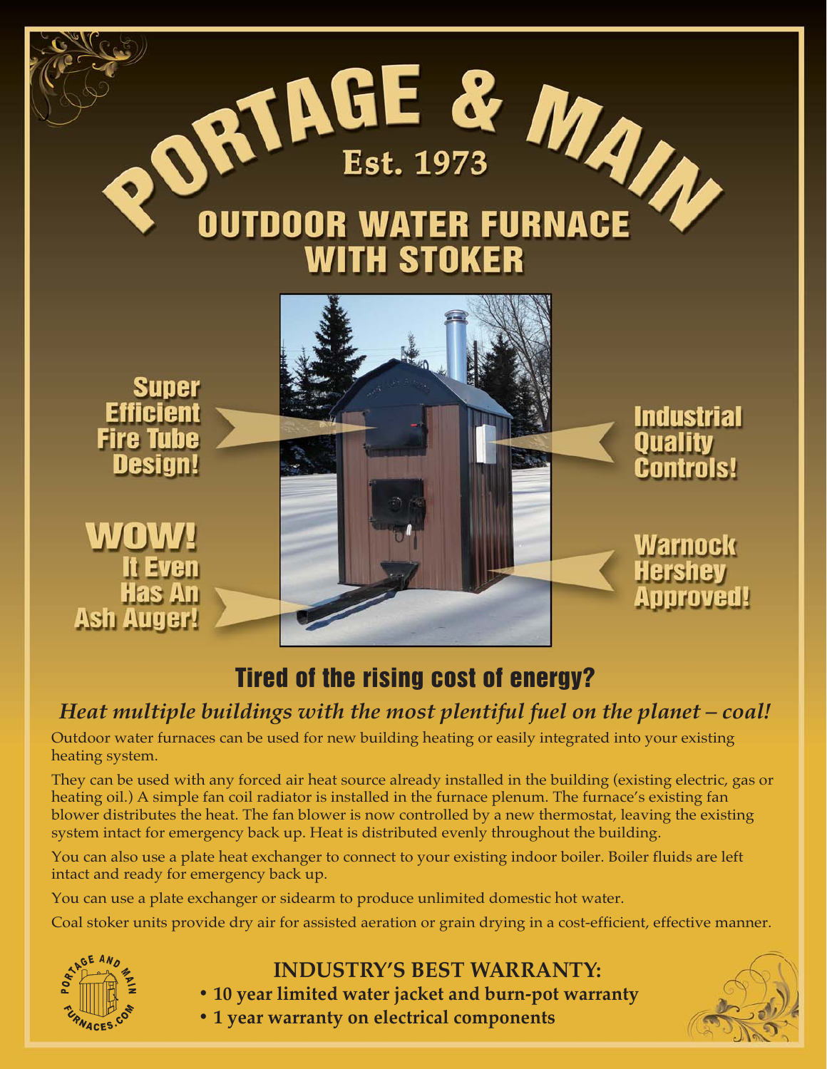# PORTAGE & MAIN

**Est. 1973**

## OUTDOOR WATER FURNACE WITH STOKER

**Super Efficient Fire Tube Design!**

**WOW! It Even Has An Ash Auger!**

**Industrial Quality Controls!**

**Warnock Hershey Approved!**

## Tired of the rising cost of energy?

### *Heat multiple buildings with the most plentiful fuel on the planet – coal!*

Outdoor water furnaces can be used for new building heating or easily integrated into your existing heating system.

They can be used with any forced air heat source already installed in the building (existing electric, gas or heating oil.) A simple fan coil radiator is installed in the furnace plenum. The furnace's existing fan blower distributes the heat. The fan blower is now controlled by a new thermostat, leaving the existing system intact for emergency back up. Heat is distributed evenly throughout the building.

You can also use a plate heat exchanger to connect to your existing indoor boiler. Boiler fluids are left intact and ready for emergency back up.

You can use a plate exchanger or sidearm to produce unlimited domestic hot water.

Coal stoker units provide dry air for assisted aeration or grain drying in a cost-efficient, effective manner.

PORTAGE AND MAIN FURNACES.COM

### INDUSTRY'S BEST WARRANTY:

- **10 year limited water jacket and burn-pot warranty**
- **1 year warranty on electrical components**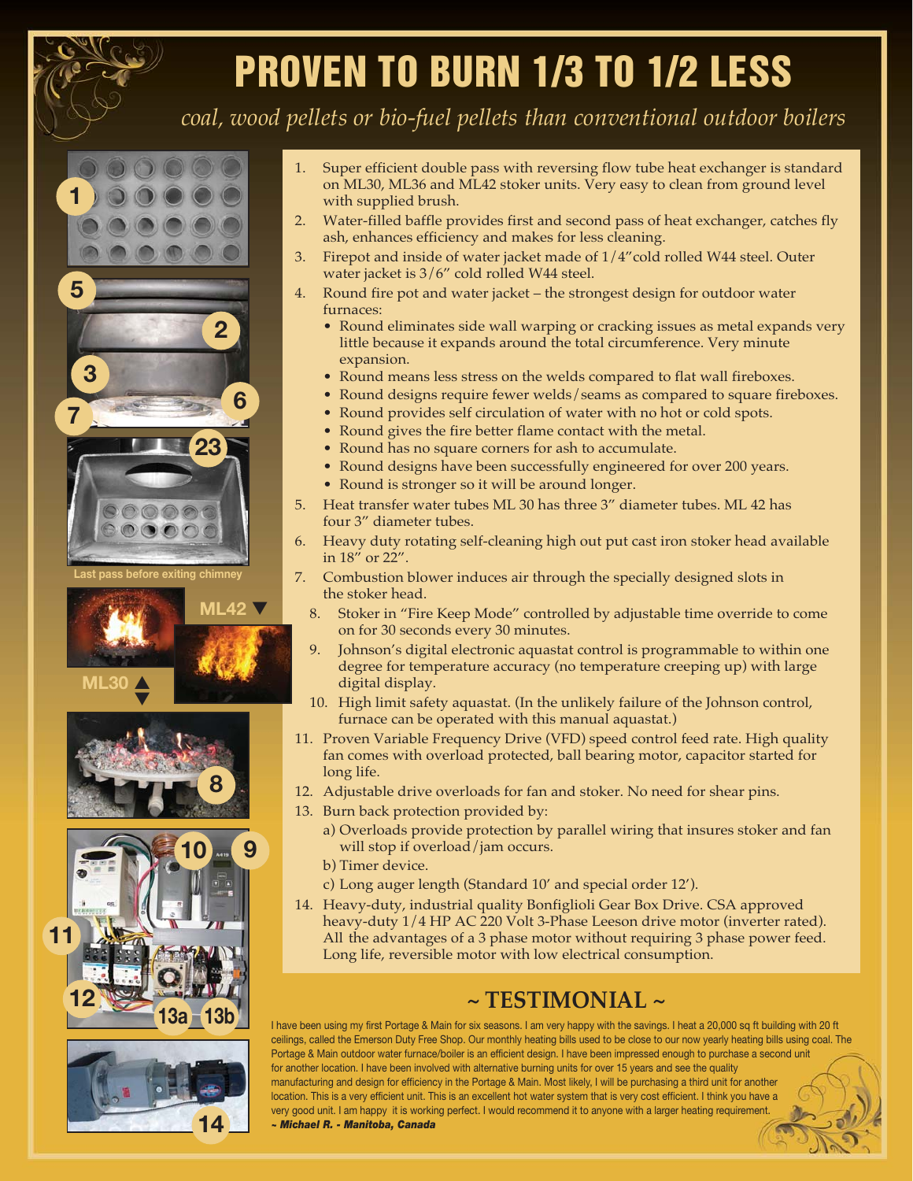# PROVEN TO BURN 1/3 TO 1/2 LESS

*coal, wood pellets or bio-fuel pellets than conventional outdoor boilers*

Last pass before exiting chimney

ML42

ML30

1. Super efficient double pass with reversing flow tube heat exchanger is standard on ML30, ML36 and ML42 stoker units. Very easy to clean from ground level with supplied brush.
2. Water-filled baffle provides first and second pass of heat exchanger, catches fly ash, enhances efficiency and makes for less cleaning.
3. Firepot and inside of water jacket made of 1/4"cold rolled W44 steel. Outer water jacket is 3/6" cold rolled W44 steel.
4. Round fire pot and water jacket – the strongest design for outdoor water furnaces:
   - Round eliminates side wall warping or cracking issues as metal expands very little because it expands around the total circumference. Very minute expansion.
   - Round means less stress on the welds compared to flat wall fireboxes.
   - Round designs require fewer welds/seams as compared to square fireboxes.
   - Round provides self circulation of water with no hot or cold spots.
   - Round gives the fire better flame contact with the metal.
   - Round has no square corners for ash to accumulate.
   - Round designs have been successfully engineered for over 200 years.
   - Round is stronger so it will be around longer.
5. Heat transfer water tubes ML 30 has three 3" diameter tubes. ML 42 has four 3" diameter tubes.
6. Heavy duty rotating self-cleaning high out put cast iron stoker head available in 18" or 22".
7. Combustion blower induces air through the specially designed slots in the stoker head.
8. Stoker in "Fire Keep Mode" controlled by adjustable time override to come on for 30 seconds every 30 minutes.
9. Johnson's digital electronic aquastat control is programmable to within one degree for temperature accuracy (no temperature creeping up) with large digital display.
10. High limit safety aquastat. (In the unlikely failure of the Johnson control, furnace can be operated with this manual aquastat.)
11. Proven Variable Frequency Drive (VFD) speed control feed rate. High quality fan comes with overload protected, ball bearing motor, capacitor started for long life.
12. Adjustable drive overloads for fan and stoker. No need for shear pins.
13. Burn back protection provided by:
    a) Overloads provide protection by parallel wiring that insures stoker and fan will stop if overload/jam occurs.
    b) Timer device.
    c) Long auger length (Standard 10' and special order 12').
14. Heavy-duty, industrial quality Bonfiglioli Gear Box Drive. CSA approved heavy-duty 1/4 HP AC 220 Volt 3-Phase Leeson drive motor (inverter rated). All the advantages of a 3 phase motor without requiring 3 phase power feed. Long life, reversible motor with low electrical consumption.

## ~ TESTIMONIAL ~

I have been using my first Portage & Main for six seasons. I am very happy with the savings. I heat a 20,000 sq ft building with 20 ft ceilings, called the Emerson Duty Free Shop. Our monthly heating bills used to be close to our now yearly heating bills using coal. The Portage & Main outdoor water furnace/boiler is an efficient design. I have been impressed enough to purchase a second unit for another location. I have been involved with alternative burning units for over 15 years and see the quality manufacturing and design for efficiency in the Portage & Main. Most likely, I will be purchasing a third unit for another location. This is a very efficient unit. This is an excellent hot water system that is very cost efficient. I think you have a very good unit. I am happy it is working perfect. I would recommend it to anyone with a larger heating requirement.

***~ Michael R. - Manitoba, Canada***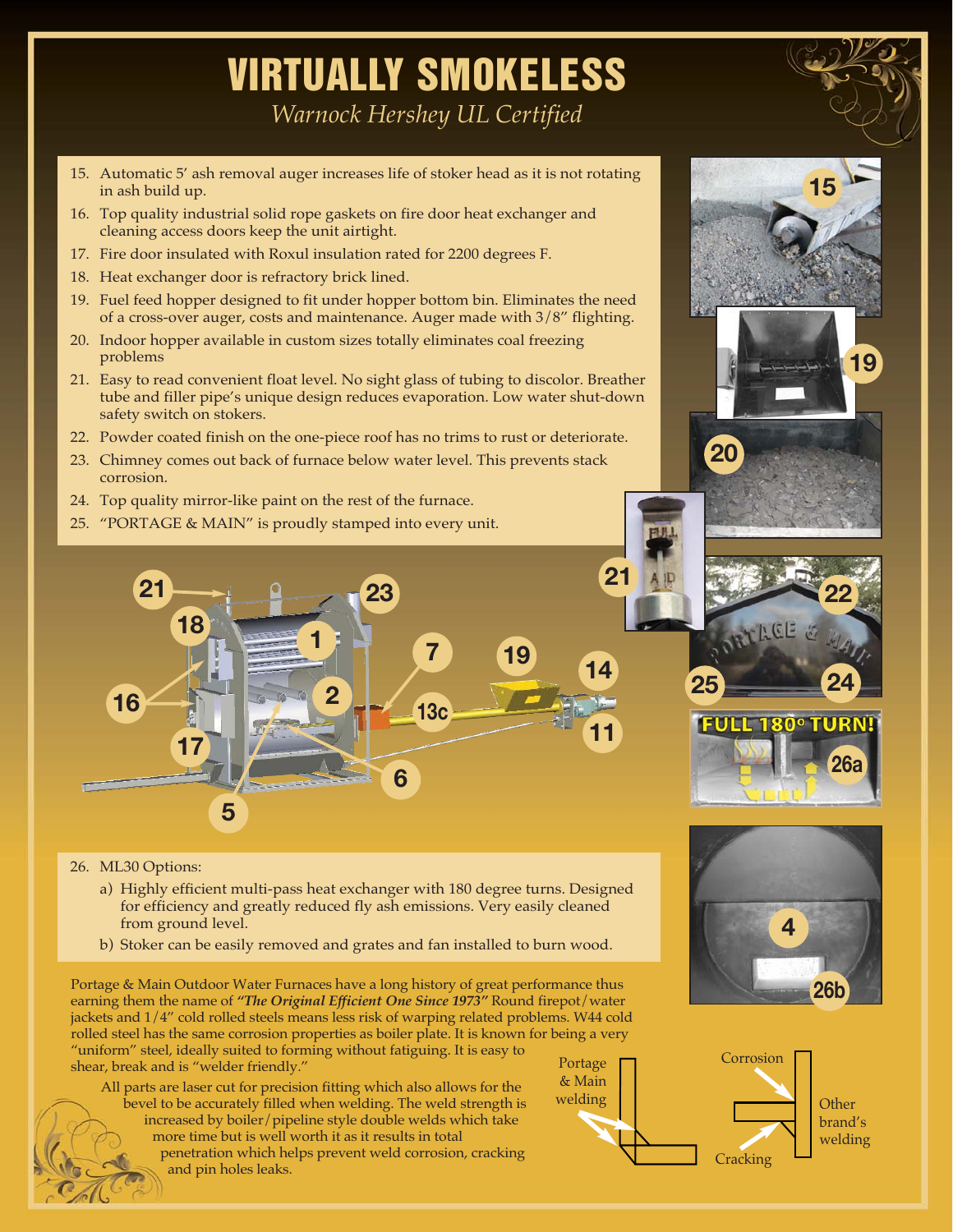# VIRTUALLY SMOKELESS

*Warnock Hershey UL Certified*

15. Automatic 5' ash removal auger increases life of stoker head as it is not rotating in ash build up.
16. Top quality industrial solid rope gaskets on fire door heat exchanger and cleaning access doors keep the unit airtight.
17. Fire door insulated with Roxul insulation rated for 2200 degrees F.
18. Heat exchanger door is refractory brick lined.
19. Fuel feed hopper designed to fit under hopper bottom bin. Eliminates the need of a cross-over auger, costs and maintenance. Auger made with 3/8" flighting.
20. Indoor hopper available in custom sizes totally eliminates coal freezing problems
21. Easy to read convenient float level. No sight glass of tubing to discolor. Breather tube and filler pipe's unique design reduces evaporation. Low water shut-down safety switch on stokers.
22. Powder coated finish on the one-piece roof has no trims to rust or deteriorate.
23. Chimney comes out back of furnace below water level. This prevents stack corrosion.
24. Top quality mirror-like paint on the rest of the furnace.
25. "PORTAGE & MAIN" is proudly stamped into every unit.

26. ML30 Options:
    a) Highly efficient multi-pass heat exchanger with 180 degree turns. Designed for efficiency and greatly reduced fly ash emissions. Very easily cleaned from ground level.
    b) Stoker can be easily removed and grates and fan installed to burn wood.

Portage & Main Outdoor Water Furnaces have a long history of great performance thus earning them the name of ***"The Original Efficient One Since 1973"*** Round firepot/water jackets and 1/4" cold rolled steels means less risk of warping related problems. W44 cold rolled steel has the same corrosion properties as boiler plate. It is known for being a very "uniform" steel, ideally suited to forming without fatiguing. It is easy to shear, break and is "welder friendly."

All parts are laser cut for precision fitting which also allows for the bevel to be accurately filled when welding. The weld strength is increased by boiler/pipeline style double welds which take more time but is well worth it as it results in total penetration which helps prevent weld corrosion, cracking and pin holes leaks.

Portage & Main welding

Other brand's welding — Corrosion, Cracking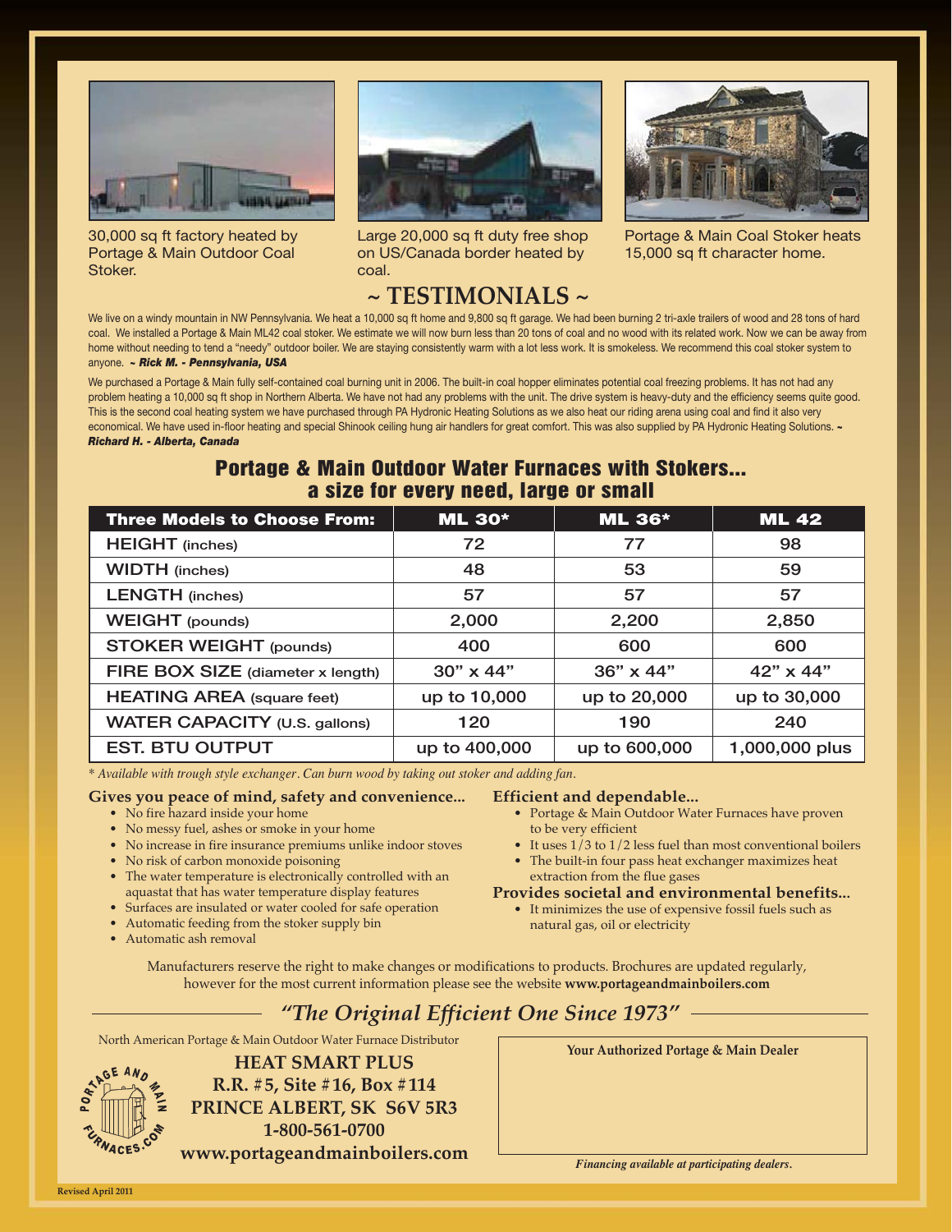30,000 sq ft factory heated by Portage & Main Outdoor Coal Stoker.

Large 20,000 sq ft duty free shop on US/Canada border heated by coal.

Portage & Main Coal Stoker heats 15,000 sq ft character home.

## ~ TESTIMONIALS ~

We live on a windy mountain in NW Pennsylvania. We heat a 10,000 sq ft home and 9,800 sq ft garage. We had been burning 2 tri-axle trailers of wood and 28 tons of hard coal. We installed a Portage & Main ML42 coal stoker. We estimate we will now burn less than 20 tons of coal and no wood with its related work. Now we can be away from home without needing to tend a "needy" outdoor boiler. We are staying consistently warm with a lot less work. It is smokeless. We recommend this coal stoker system to anyone. ***~ Rick M. - Pennsylvania, USA***

We purchased a Portage & Main fully self-contained coal burning unit in 2006. The built-in coal hopper eliminates potential coal freezing problems. It has not had any problem heating a 10,000 sq ft shop in Northern Alberta. We have not had any problems with the unit. The drive system is heavy-duty and the efficiency seems quite good. This is the second coal heating system we have purchased through PA Hydronic Heating Solutions as we also heat our riding arena using coal and find it also very economical. We have used in-floor heating and special Shinook ceiling hung air handlers for great comfort. This was also supplied by PA Hydronic Heating Solutions. ***~ Richard H. - Alberta, Canada***

## Portage & Main Outdoor Water Furnaces with Stokers... a size for every need, large or small

| Three Models to Choose From: | ML 30* | ML 36* | ML 42 |
|---|---|---|---|
| HEIGHT (inches) | 72 | 77 | 98 |
| WIDTH (inches) | 48 | 53 | 59 |
| LENGTH (inches) | 57 | 57 | 57 |
| WEIGHT (pounds) | 2,000 | 2,200 | 2,850 |
| STOKER WEIGHT (pounds) | 400 | 600 | 600 |
| FIRE BOX SIZE (diameter x length) | 30" x 44" | 36" x 44" | 42" x 44" |
| HEATING AREA (square feet) | up to 10,000 | up to 20,000 | up to 30,000 |
| WATER CAPACITY (U.S. gallons) | 120 | 190 | 240 |
| EST. BTU OUTPUT | up to 400,000 | up to 600,000 | 1,000,000 plus |

*\* Available with trough style exchanger. Can burn wood by taking out stoker and adding fan.*

**Gives you peace of mind, safety and convenience...**

- No fire hazard inside your home
- No messy fuel, ashes or smoke in your home
- No increase in fire insurance premiums unlike indoor stoves
- No risk of carbon monoxide poisoning
- The water temperature is electronically controlled with an aquastat that has water temperature display features
- Surfaces are insulated or water cooled for safe operation
- Automatic feeding from the stoker supply bin
- Automatic ash removal

**Efficient and dependable...**

- Portage & Main Outdoor Water Furnaces have proven to be very efficient
- It uses 1/3 to 1/2 less fuel than most conventional boilers
- The built-in four pass heat exchanger maximizes heat extraction from the flue gases

**Provides societal and environmental benefits...**

- It minimizes the use of expensive fossil fuels such as natural gas, oil or electricity

Manufacturers reserve the right to make changes or modifications to products. Brochures are updated regularly, however for the most current information please see the website **www.portageandmainboilers.com**

## *"The Original Efficient One Since 1973"*

North American Portage & Main Outdoor Water Furnace Distributor

PORTAGE AND MAIN FURNACES.COM

**HEAT SMART PLUS**
**R.R. #5, Site #16, Box #114**
**PRINCE ALBERT, SK S6V 5R3**
**1-800-561-0700**
**www.portageandmainboilers.com**

**Your Authorized Portage & Main Dealer**

***Financing available at participating dealers.***

**Revised April 2011**